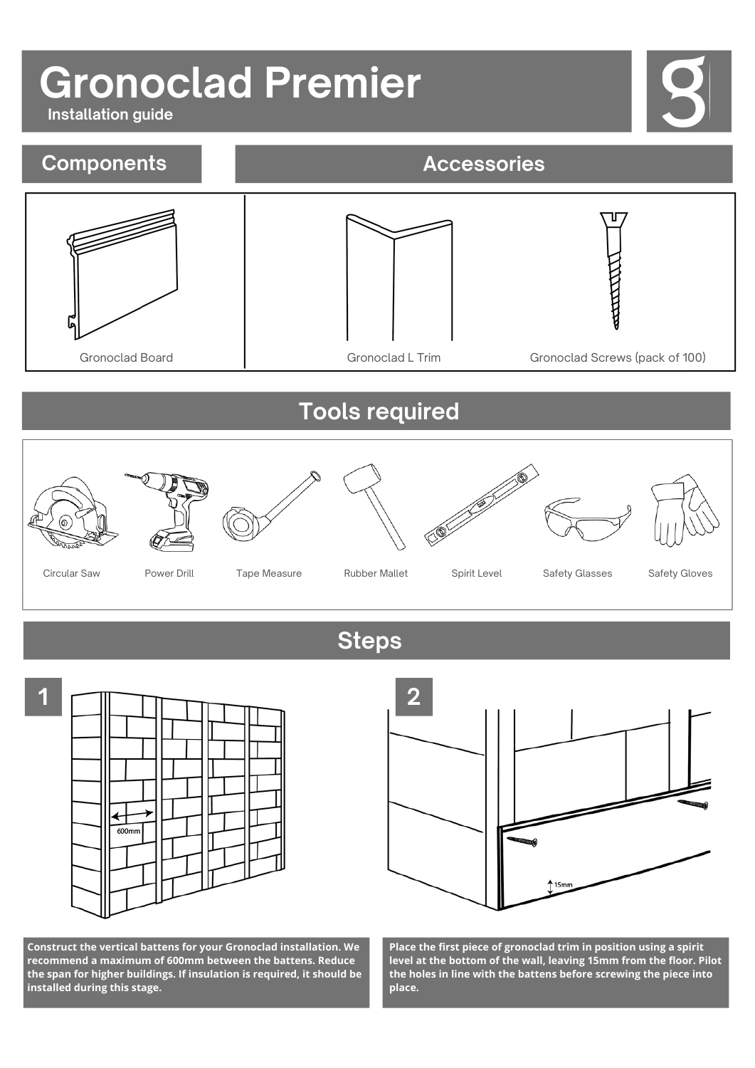# Gronoclad Premier

**Installation guide**

## Components

Gronoclad Board

## Accessories

Gronoclad L Trim

Gronoclad Screws (pack of 100)

## Tools required

Circular Saw

Power Drill

Tape Measure

Rubber Mallet

Spirit Level

Safety Glasses

Safety Gloves

## Steps

### 1

600mm

**Construct the vertical battens for your Gronoclad installation. We recommend a maximum of 600mm between the battens. Reduce the span for higher buildings. If insulation is required, it should be installed during this stage.**

### 2

15mm

**Place the first piece of gronoclad trim in position using a spirit level at the bottom of the wall, leaving 15mm from the floor. Pilot the holes in line with the battens before screwing the piece into place.**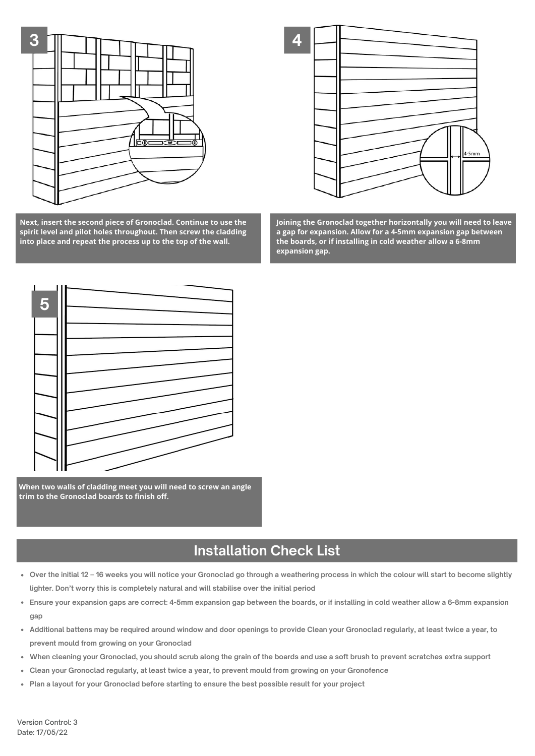3

Next, insert the second piece of Gronoclad. Continue to use the spirit level and pilot holes throughout. Then screw the cladding into place and repeat the process up to the top of the wall.

4

4-5mm

Joining the Gronoclad together horizontally you will need to leave a gap for expansion. Allow for a 4-5mm expansion gap between the boards, or if installing in cold weather allow a 6-8mm expansion gap.

5

When two walls of cladding meet you will need to screw an angle trim to the Gronoclad boards to finish off.

## Installation Check List

- Over the initial 12 – 16 weeks you will notice your Gronoclad go through a weathering process in which the colour will start to become slightly lighter. Don't worry this is completely natural and will stabilise over the initial period
- Ensure your expansion gaps are correct: 4-5mm expansion gap between the boards, or if installing in cold weather allow a 6-8mm expansion gap
- Additional battens may be required around window and door openings to provide Clean your Gronoclad regularly, at least twice a year, to prevent mould from growing on your Gronoclad
- When cleaning your Gronoclad, you should scrub along the grain of the boards and use a soft brush to prevent scratches extra support
- Clean your Gronoclad regularly, at least twice a year, to prevent mould from growing on your Gronofence
- Plan a layout for your Gronoclad before starting to ensure the best possible result for your project

Version Control: 3
Date: 17/05/22